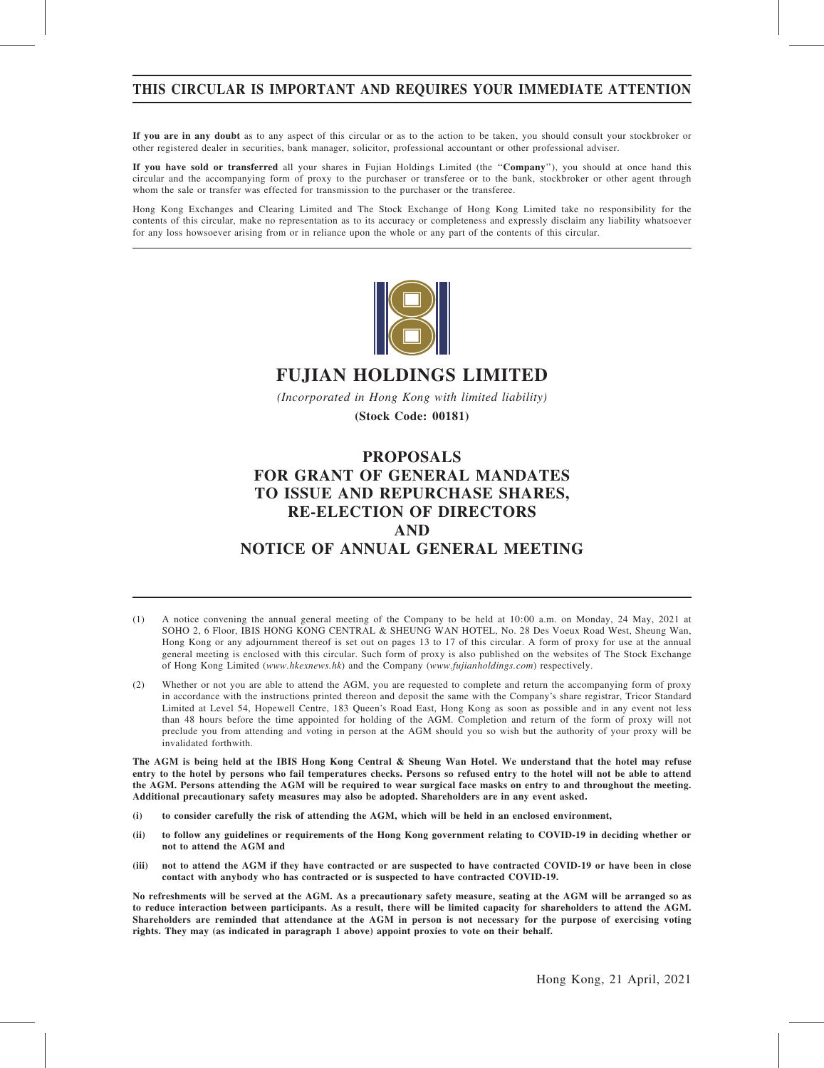# THIS CIRCULAR IS IMPORTANT AND REQUIRES YOUR IMMEDIATE ATTENTION

**If you are in any doubt** as to any aspect of this circular or as to the action to be taken, you should consult your stockbroker or other registered dealer in securities, bank manager, solicitor, professional accountant or other professional adviser.

**If you have sold or transferred** all your shares in Fujian Holdings Limited (the "**Company**"), you should at once hand this circular and the accompanying form of proxy to the purchaser or transferee or to the bank, stockbroker or other agent through whom the sale or transfer was effected for transmission to the purchaser or the transferee.

Hong Kong Exchanges and Clearing Limited and The Stock Exchange of Hong Kong Limited take no responsibility for the contents of this circular, make no representation as to its accuracy or completeness and expressly disclaim any liability whatsoever for any loss howsoever arising from or in reliance upon the whole or any part of the contents of this circular.

## FUJIAN HOLDINGS LIMITED

*(Incorporated in Hong Kong with limited liability)*

**(Stock Code: 00181)**

## PROPOSALS FOR GRANT OF GENERAL MANDATES TO ISSUE AND REPURCHASE SHARES, RE-ELECTION OF DIRECTORS AND NOTICE OF ANNUAL GENERAL MEETING

(1) A notice convening the annual general meeting of the Company to be held at 10:00 a.m. on Monday, 24 May, 2021 at SOHO 2, 6 Floor, IBIS HONG KONG CENTRAL & SHEUNG WAN HOTEL, No. 28 Des Voeux Road West, Sheung Wan, Hong Kong or any adjournment thereof is set out on pages 13 to 17 of this circular. A form of proxy for use at the annual general meeting is enclosed with this circular. Such form of proxy is also published on the websites of The Stock Exchange of Hong Kong Limited (*www.hkexnews.hk*) and the Company (*www.fujianholdings.com*) respectively.

(2) Whether or not you are able to attend the AGM, you are requested to complete and return the accompanying form of proxy in accordance with the instructions printed thereon and deposit the same with the Company's share registrar, Tricor Standard Limited at Level 54, Hopewell Centre, 183 Queen's Road East, Hong Kong as soon as possible and in any event not less than 48 hours before the time appointed for holding of the AGM. Completion and return of the form of proxy will not preclude you from attending and voting in person at the AGM should you so wish but the authority of your proxy will be invalidated forthwith.

**The AGM is being held at the IBIS Hong Kong Central & Sheung Wan Hotel. We understand that the hotel may refuse entry to the hotel by persons who fail temperatures checks. Persons so refused entry to the hotel will not be able to attend the AGM. Persons attending the AGM will be required to wear surgical face masks on entry to and throughout the meeting. Additional precautionary safety measures may also be adopted. Shareholders are in any event asked.**

**(i) to consider carefully the risk of attending the AGM, which will be held in an enclosed environment,**

**(ii) to follow any guidelines or requirements of the Hong Kong government relating to COVID-19 in deciding whether or not to attend the AGM and**

**(iii) not to attend the AGM if they have contracted or are suspected to have contracted COVID-19 or have been in close contact with anybody who has contracted or is suspected to have contracted COVID-19.**

**No refreshments will be served at the AGM. As a precautionary safety measure, seating at the AGM will be arranged so as to reduce interaction between participants. As a result, there will be limited capacity for shareholders to attend the AGM. Shareholders are reminded that attendance at the AGM in person is not necessary for the purpose of exercising voting rights. They may (as indicated in paragraph 1 above) appoint proxies to vote on their behalf.**

Hong Kong, 21 April, 2021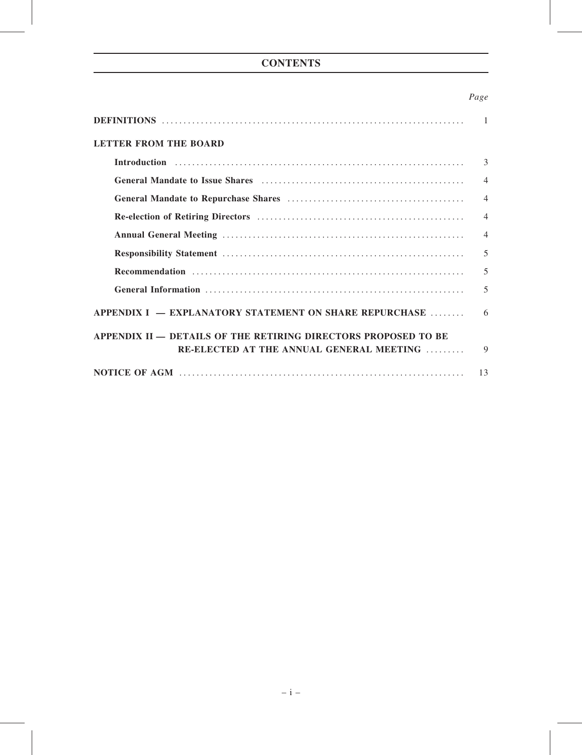# CONTENTS

| | Page |
|---|---|
| **DEFINITIONS** | 1 |
| **LETTER FROM THE BOARD** | |
| **Introduction** | 3 |
| **General Mandate to Issue Shares** | 4 |
| **General Mandate to Repurchase Shares** | 4 |
| **Re-election of Retiring Directors** | 4 |
| **Annual General Meeting** | 4 |
| **Responsibility Statement** | 5 |
| **Recommendation** | 5 |
| **General Information** | 5 |
| **APPENDIX I — EXPLANATORY STATEMENT ON SHARE REPURCHASE** | 6 |
| **APPENDIX II — DETAILS OF THE RETIRING DIRECTORS PROPOSED TO BE RE-ELECTED AT THE ANNUAL GENERAL MEETING** | 9 |
| **NOTICE OF AGM** | 13 |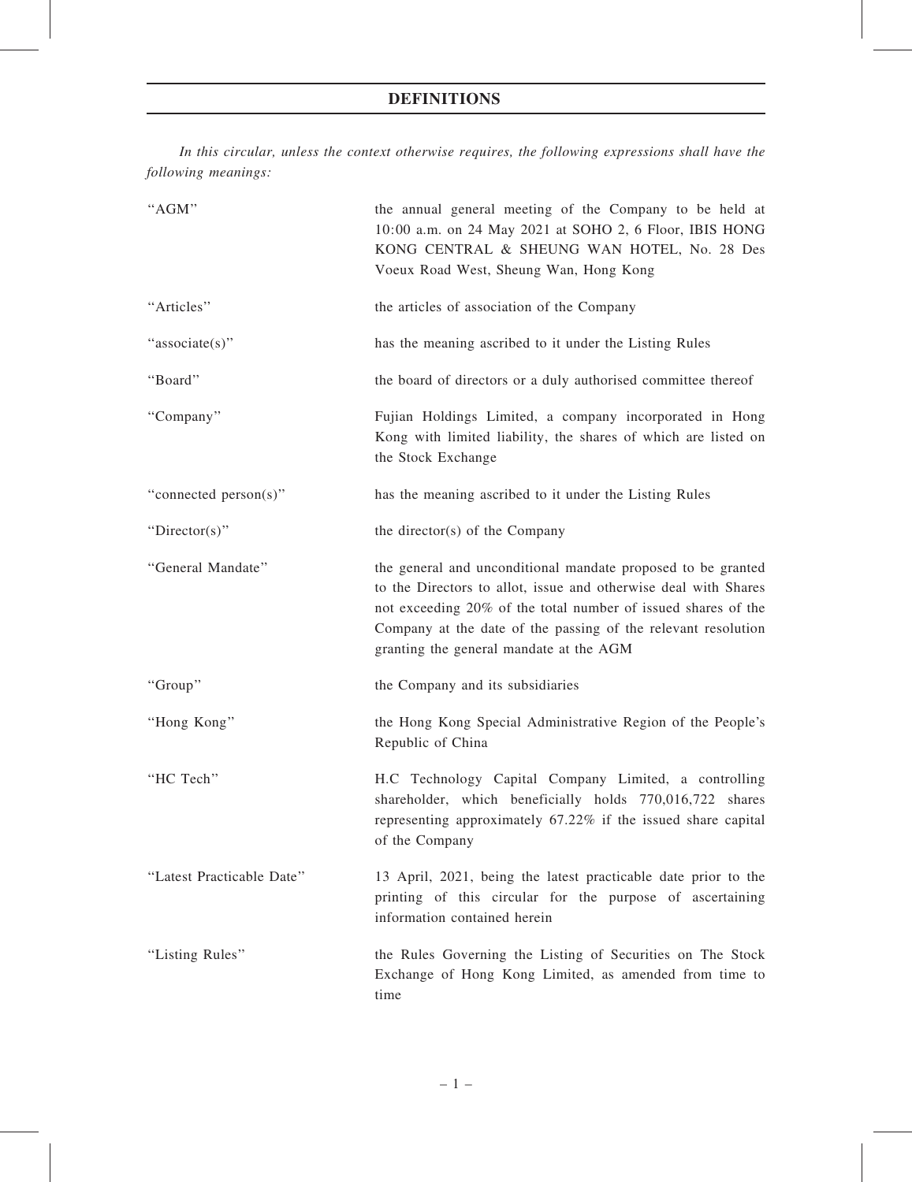# DEFINITIONS

*In this circular, unless the context otherwise requires, the following expressions shall have the following meanings:*

| | |
|---|---|
| "AGM" | the annual general meeting of the Company to be held at 10:00 a.m. on 24 May 2021 at SOHO 2, 6 Floor, IBIS HONG KONG CENTRAL & SHEUNG WAN HOTEL, No. 28 Des Voeux Road West, Sheung Wan, Hong Kong |
| "Articles" | the articles of association of the Company |
| "associate(s)" | has the meaning ascribed to it under the Listing Rules |
| "Board" | the board of directors or a duly authorised committee thereof |
| "Company" | Fujian Holdings Limited, a company incorporated in Hong Kong with limited liability, the shares of which are listed on the Stock Exchange |
| "connected person(s)" | has the meaning ascribed to it under the Listing Rules |
| "Director(s)" | the director(s) of the Company |
| "General Mandate" | the general and unconditional mandate proposed to be granted to the Directors to allot, issue and otherwise deal with Shares not exceeding 20% of the total number of issued shares of the Company at the date of the passing of the relevant resolution granting the general mandate at the AGM |
| "Group" | the Company and its subsidiaries |
| "Hong Kong" | the Hong Kong Special Administrative Region of the People's Republic of China |
| "HC Tech" | H.C Technology Capital Company Limited, a controlling shareholder, which beneficially holds 770,016,722 shares representing approximately 67.22% if the issued share capital of the Company |
| "Latest Practicable Date" | 13 April, 2021, being the latest practicable date prior to the printing of this circular for the purpose of ascertaining information contained herein |
| "Listing Rules" | the Rules Governing the Listing of Securities on The Stock Exchange of Hong Kong Limited, as amended from time to time |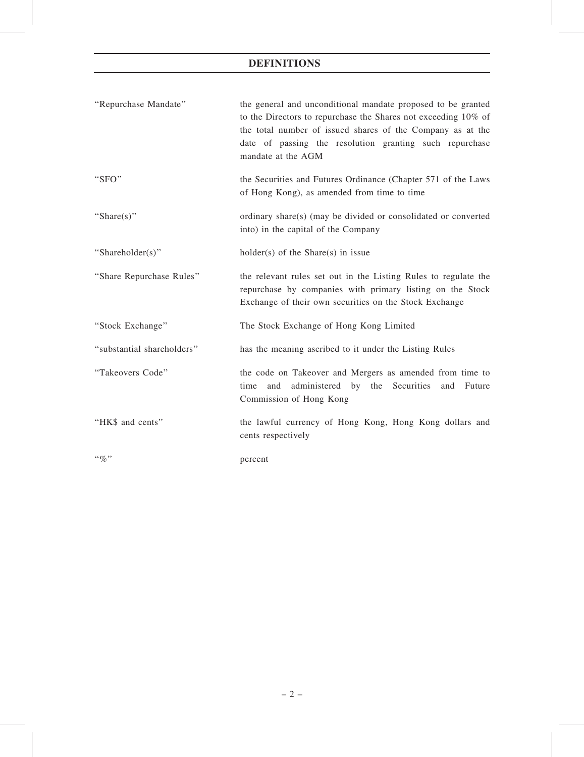## DEFINITIONS

| | |
|---|---|
| "Repurchase Mandate" | the general and unconditional mandate proposed to be granted to the Directors to repurchase the Shares not exceeding 10% of the total number of issued shares of the Company as at the date of passing the resolution granting such repurchase mandate at the AGM |
| "SFO" | the Securities and Futures Ordinance (Chapter 571 of the Laws of Hong Kong), as amended from time to time |
| "Share(s)" | ordinary share(s) (may be divided or consolidated or converted into) in the capital of the Company |
| "Shareholder(s)" | holder(s) of the Share(s) in issue |
| "Share Repurchase Rules" | the relevant rules set out in the Listing Rules to regulate the repurchase by companies with primary listing on the Stock Exchange of their own securities on the Stock Exchange |
| "Stock Exchange" | The Stock Exchange of Hong Kong Limited |
| "substantial shareholders" | has the meaning ascribed to it under the Listing Rules |
| "Takeovers Code" | the code on Takeover and Mergers as amended from time to time and administered by the Securities and Future Commission of Hong Kong |
| "HK$ and cents" | the lawful currency of Hong Kong, Hong Kong dollars and cents respectively |
| "%" | percent |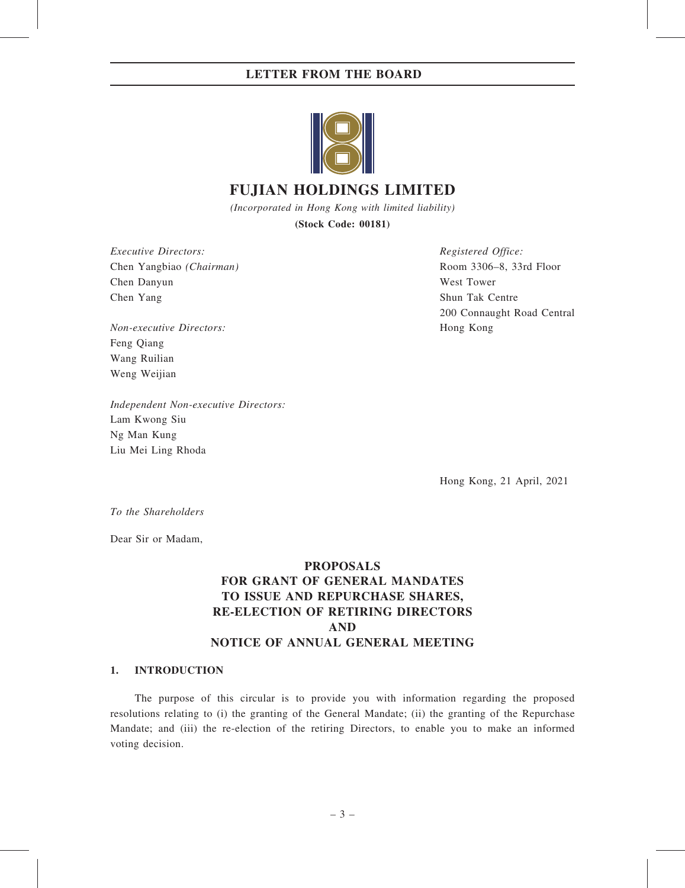# LETTER FROM THE BOARD

# FUJIAN HOLDINGS LIMITED

*(Incorporated in Hong Kong with limited liability)*

**(Stock Code: 00181)**

*Executive Directors:*
Chen Yangbiao *(Chairman)*
Chen Danyun
Chen Yang

*Non-executive Directors:*
Feng Qiang
Wang Ruilian
Weng Weijian

*Independent Non-executive Directors:*
Lam Kwong Siu
Ng Man Kung
Liu Mei Ling Rhoda

*Registered Office:*
Room 3306–8, 33rd Floor
West Tower
Shun Tak Centre
200 Connaught Road Central
Hong Kong

Hong Kong, 21 April, 2021

*To the Shareholders*

Dear Sir or Madam,

**PROPOSALS**
**FOR GRANT OF GENERAL MANDATES**
**TO ISSUE AND REPURCHASE SHARES,**
**RE-ELECTION OF RETIRING DIRECTORS**
**AND**
**NOTICE OF ANNUAL GENERAL MEETING**

## 1. INTRODUCTION

The purpose of this circular is to provide you with information regarding the proposed resolutions relating to (i) the granting of the General Mandate; (ii) the granting of the Repurchase Mandate; and (iii) the re-election of the retiring Directors, to enable you to make an informed voting decision.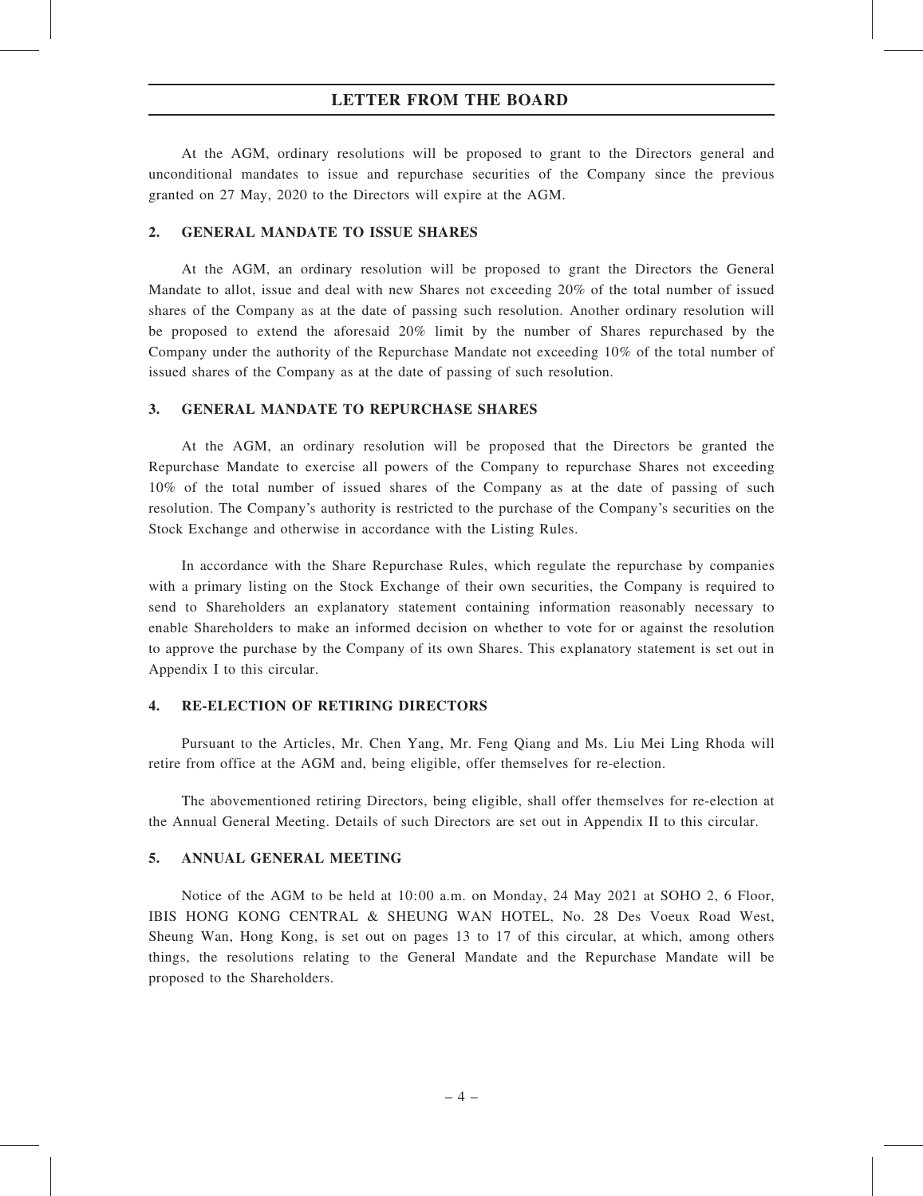# LETTER FROM THE BOARD

At the AGM, ordinary resolutions will be proposed to grant to the Directors general and unconditional mandates to issue and repurchase securities of the Company since the previous granted on 27 May, 2020 to the Directors will expire at the AGM.

## 2. GENERAL MANDATE TO ISSUE SHARES

At the AGM, an ordinary resolution will be proposed to grant the Directors the General Mandate to allot, issue and deal with new Shares not exceeding 20% of the total number of issued shares of the Company as at the date of passing such resolution. Another ordinary resolution will be proposed to extend the aforesaid 20% limit by the number of Shares repurchased by the Company under the authority of the Repurchase Mandate not exceeding 10% of the total number of issued shares of the Company as at the date of passing of such resolution.

## 3. GENERAL MANDATE TO REPURCHASE SHARES

At the AGM, an ordinary resolution will be proposed that the Directors be granted the Repurchase Mandate to exercise all powers of the Company to repurchase Shares not exceeding 10% of the total number of issued shares of the Company as at the date of passing of such resolution. The Company's authority is restricted to the purchase of the Company's securities on the Stock Exchange and otherwise in accordance with the Listing Rules.

In accordance with the Share Repurchase Rules, which regulate the repurchase by companies with a primary listing on the Stock Exchange of their own securities, the Company is required to send to Shareholders an explanatory statement containing information reasonably necessary to enable Shareholders to make an informed decision on whether to vote for or against the resolution to approve the purchase by the Company of its own Shares. This explanatory statement is set out in Appendix I to this circular.

## 4. RE-ELECTION OF RETIRING DIRECTORS

Pursuant to the Articles, Mr. Chen Yang, Mr. Feng Qiang and Ms. Liu Mei Ling Rhoda will retire from office at the AGM and, being eligible, offer themselves for re-election.

The abovementioned retiring Directors, being eligible, shall offer themselves for re-election at the Annual General Meeting. Details of such Directors are set out in Appendix II to this circular.

## 5. ANNUAL GENERAL MEETING

Notice of the AGM to be held at 10:00 a.m. on Monday, 24 May 2021 at SOHO 2, 6 Floor, IBIS HONG KONG CENTRAL & SHEUNG WAN HOTEL, No. 28 Des Voeux Road West, Sheung Wan, Hong Kong, is set out on pages 13 to 17 of this circular, at which, among others things, the resolutions relating to the General Mandate and the Repurchase Mandate will be proposed to the Shareholders.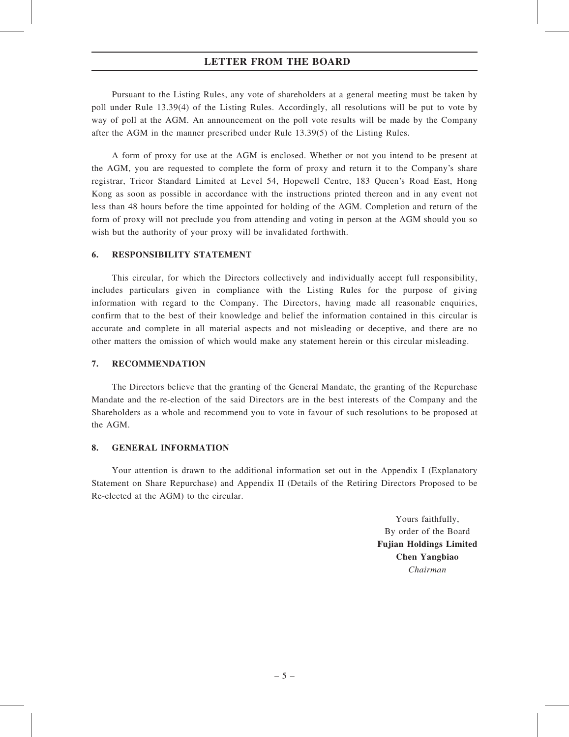Pursuant to the Listing Rules, any vote of shareholders at a general meeting must be taken by poll under Rule 13.39(4) of the Listing Rules. Accordingly, all resolutions will be put to vote by way of poll at the AGM. An announcement on the poll vote results will be made by the Company after the AGM in the manner prescribed under Rule 13.39(5) of the Listing Rules.

A form of proxy for use at the AGM is enclosed. Whether or not you intend to be present at the AGM, you are requested to complete the form of proxy and return it to the Company's share registrar, Tricor Standard Limited at Level 54, Hopewell Centre, 183 Queen's Road East, Hong Kong as soon as possible in accordance with the instructions printed thereon and in any event not less than 48 hours before the time appointed for holding of the AGM. Completion and return of the form of proxy will not preclude you from attending and voting in person at the AGM should you so wish but the authority of your proxy will be invalidated forthwith.

## 6. RESPONSIBILITY STATEMENT

This circular, for which the Directors collectively and individually accept full responsibility, includes particulars given in compliance with the Listing Rules for the purpose of giving information with regard to the Company. The Directors, having made all reasonable enquiries, confirm that to the best of their knowledge and belief the information contained in this circular is accurate and complete in all material aspects and not misleading or deceptive, and there are no other matters the omission of which would make any statement herein or this circular misleading.

## 7. RECOMMENDATION

The Directors believe that the granting of the General Mandate, the granting of the Repurchase Mandate and the re-election of the said Directors are in the best interests of the Company and the Shareholders as a whole and recommend you to vote in favour of such resolutions to be proposed at the AGM.

## 8. GENERAL INFORMATION

Your attention is drawn to the additional information set out in the Appendix I (Explanatory Statement on Share Repurchase) and Appendix II (Details of the Retiring Directors Proposed to be Re-elected at the AGM) to the circular.

Yours faithfully,
By order of the Board
**Fujian Holdings Limited**
**Chen Yangbiao**
*Chairman*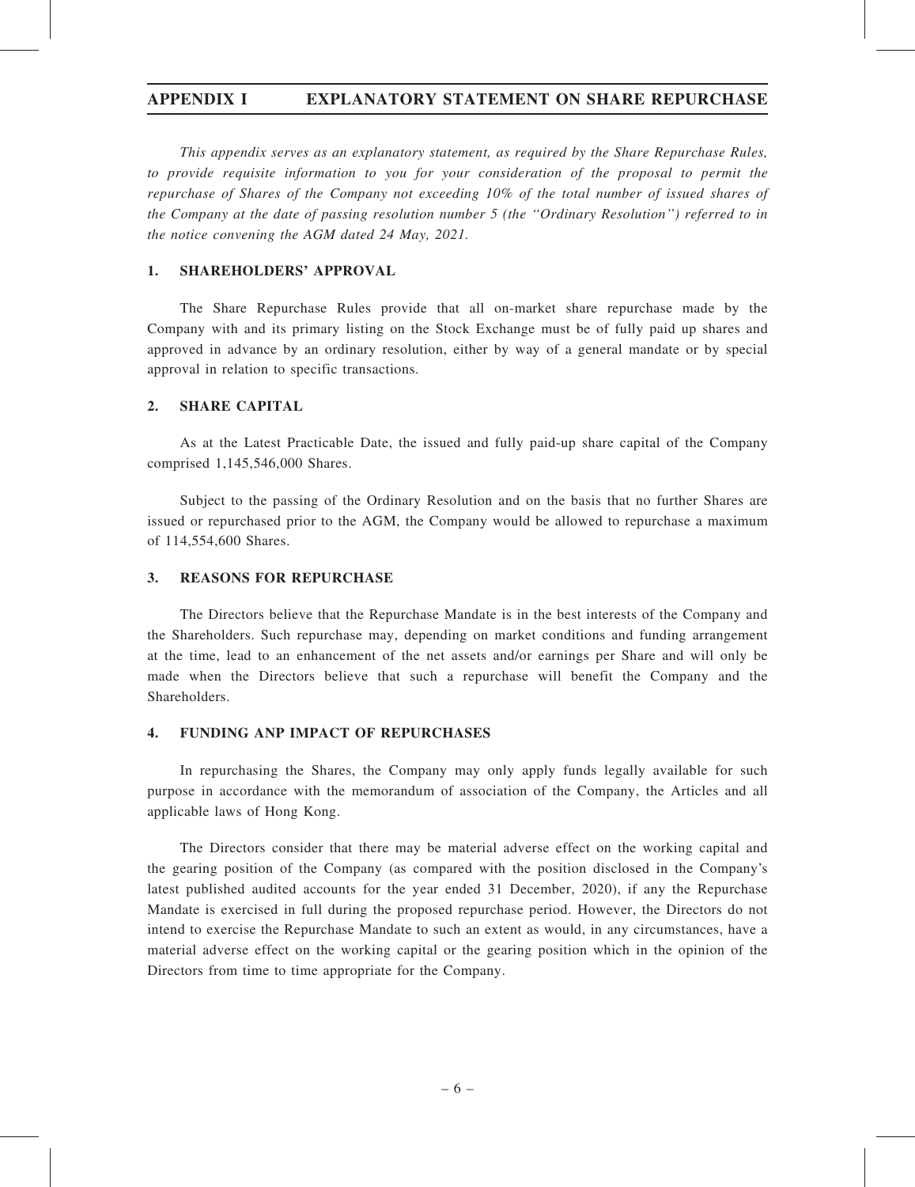# APPENDIX I EXPLANATORY STATEMENT ON SHARE REPURCHASE

*This appendix serves as an explanatory statement, as required by the Share Repurchase Rules, to provide requisite information to you for your consideration of the proposal to permit the repurchase of Shares of the Company not exceeding 10% of the total number of issued shares of the Company at the date of passing resolution number 5 (the "Ordinary Resolution") referred to in the notice convening the AGM dated 24 May, 2021.*

## 1. SHAREHOLDERS' APPROVAL

The Share Repurchase Rules provide that all on-market share repurchase made by the Company with and its primary listing on the Stock Exchange must be of fully paid up shares and approved in advance by an ordinary resolution, either by way of a general mandate or by special approval in relation to specific transactions.

## 2. SHARE CAPITAL

As at the Latest Practicable Date, the issued and fully paid-up share capital of the Company comprised 1,145,546,000 Shares.

Subject to the passing of the Ordinary Resolution and on the basis that no further Shares are issued or repurchased prior to the AGM, the Company would be allowed to repurchase a maximum of 114,554,600 Shares.

## 3. REASONS FOR REPURCHASE

The Directors believe that the Repurchase Mandate is in the best interests of the Company and the Shareholders. Such repurchase may, depending on market conditions and funding arrangement at the time, lead to an enhancement of the net assets and/or earnings per Share and will only be made when the Directors believe that such a repurchase will benefit the Company and the Shareholders.

## 4. FUNDING ANP IMPACT OF REPURCHASES

In repurchasing the Shares, the Company may only apply funds legally available for such purpose in accordance with the memorandum of association of the Company, the Articles and all applicable laws of Hong Kong.

The Directors consider that there may be material adverse effect on the working capital and the gearing position of the Company (as compared with the position disclosed in the Company's latest published audited accounts for the year ended 31 December, 2020), if any the Repurchase Mandate is exercised in full during the proposed repurchase period. However, the Directors do not intend to exercise the Repurchase Mandate to such an extent as would, in any circumstances, have a material adverse effect on the working capital or the gearing position which in the opinion of the Directors from time to time appropriate for the Company.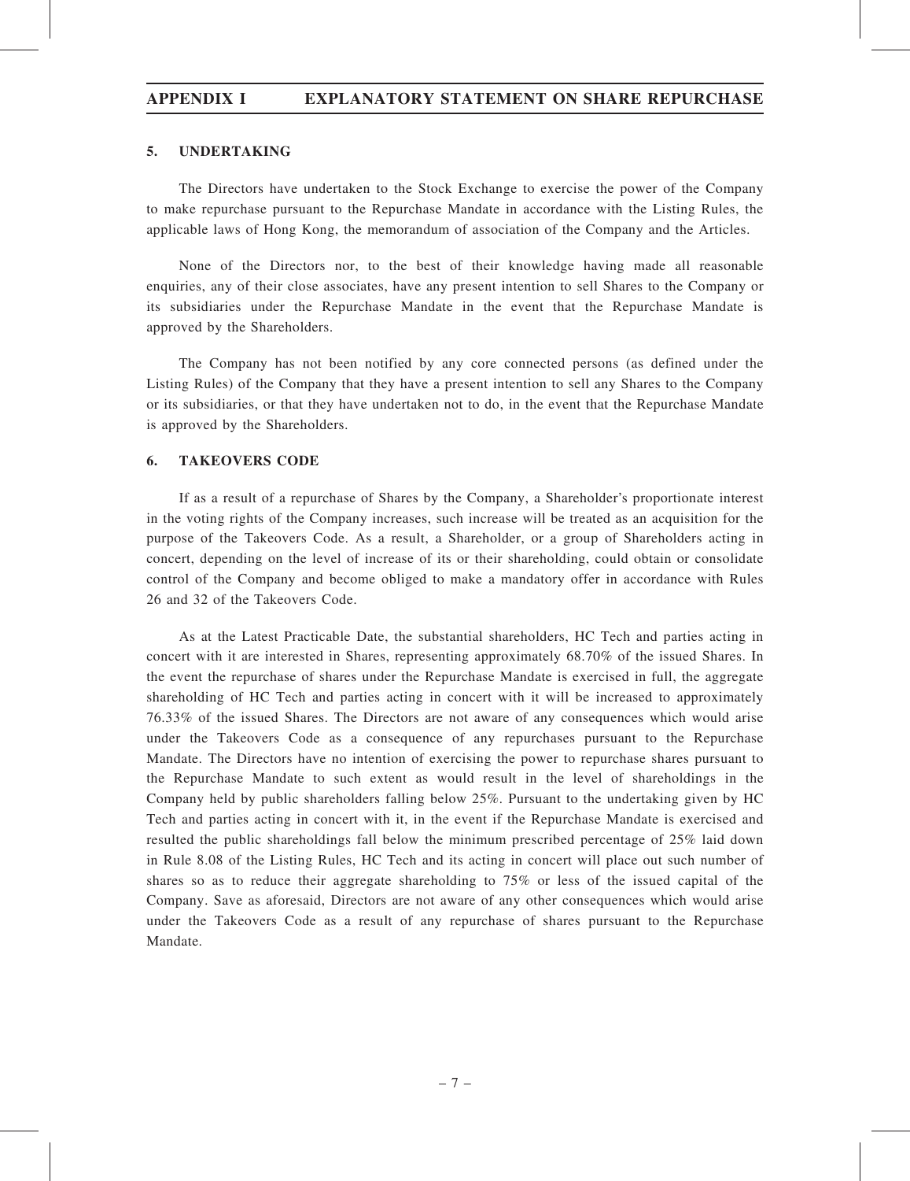## 5. UNDERTAKING

The Directors have undertaken to the Stock Exchange to exercise the power of the Company to make repurchase pursuant to the Repurchase Mandate in accordance with the Listing Rules, the applicable laws of Hong Kong, the memorandum of association of the Company and the Articles.

None of the Directors nor, to the best of their knowledge having made all reasonable enquiries, any of their close associates, have any present intention to sell Shares to the Company or its subsidiaries under the Repurchase Mandate in the event that the Repurchase Mandate is approved by the Shareholders.

The Company has not been notified by any core connected persons (as defined under the Listing Rules) of the Company that they have a present intention to sell any Shares to the Company or its subsidiaries, or that they have undertaken not to do, in the event that the Repurchase Mandate is approved by the Shareholders.

## 6. TAKEOVERS CODE

If as a result of a repurchase of Shares by the Company, a Shareholder's proportionate interest in the voting rights of the Company increases, such increase will be treated as an acquisition for the purpose of the Takeovers Code. As a result, a Shareholder, or a group of Shareholders acting in concert, depending on the level of increase of its or their shareholding, could obtain or consolidate control of the Company and become obliged to make a mandatory offer in accordance with Rules 26 and 32 of the Takeovers Code.

As at the Latest Practicable Date, the substantial shareholders, HC Tech and parties acting in concert with it are interested in Shares, representing approximately 68.70% of the issued Shares. In the event the repurchase of shares under the Repurchase Mandate is exercised in full, the aggregate shareholding of HC Tech and parties acting in concert with it will be increased to approximately 76.33% of the issued Shares. The Directors are not aware of any consequences which would arise under the Takeovers Code as a consequence of any repurchases pursuant to the Repurchase Mandate. The Directors have no intention of exercising the power to repurchase shares pursuant to the Repurchase Mandate to such extent as would result in the level of shareholdings in the Company held by public shareholders falling below 25%. Pursuant to the undertaking given by HC Tech and parties acting in concert with it, in the event if the Repurchase Mandate is exercised and resulted the public shareholdings fall below the minimum prescribed percentage of 25% laid down in Rule 8.08 of the Listing Rules, HC Tech and its acting in concert will place out such number of shares so as to reduce their aggregate shareholding to 75% or less of the issued capital of the Company. Save as aforesaid, Directors are not aware of any other consequences which would arise under the Takeovers Code as a result of any repurchase of shares pursuant to the Repurchase Mandate.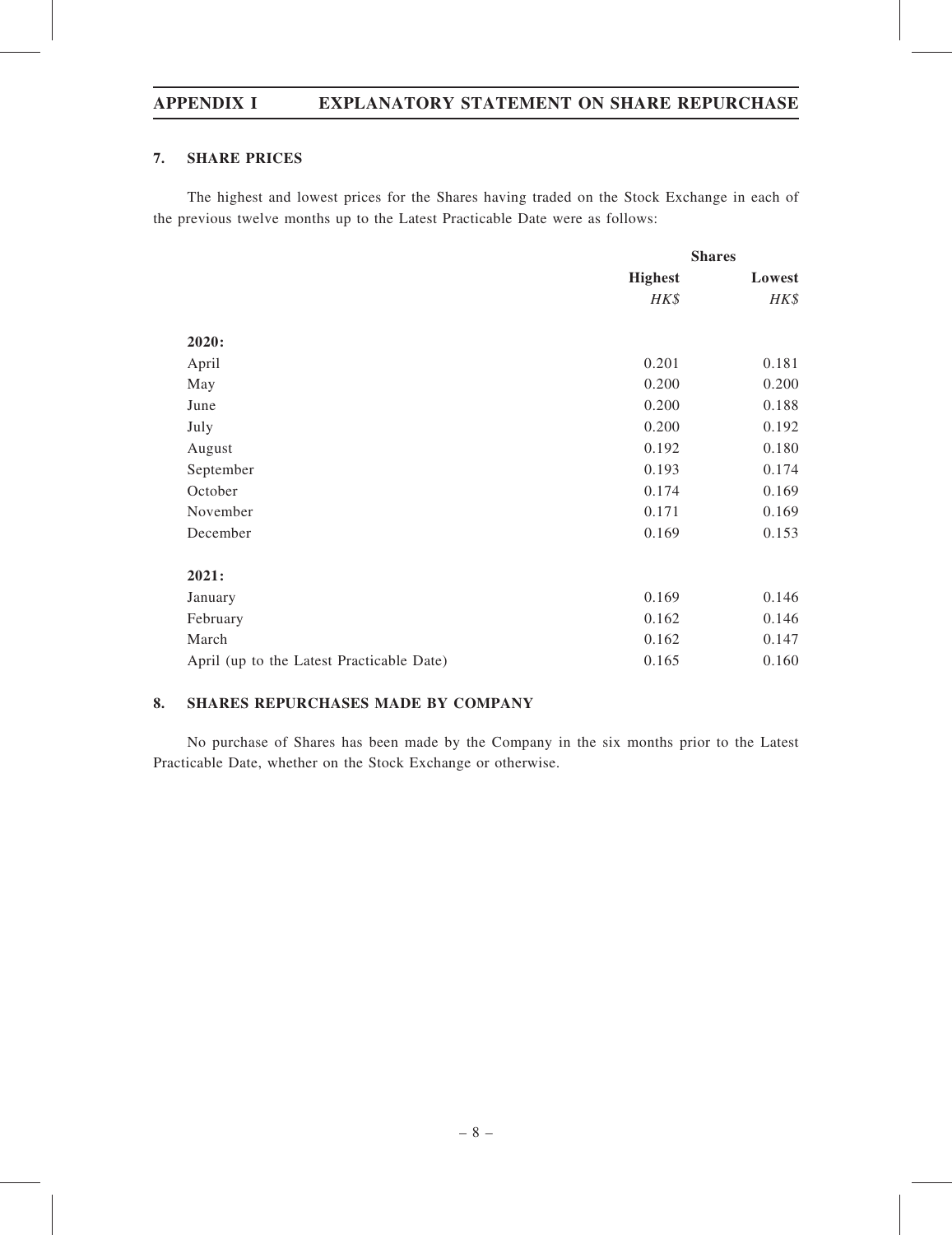## 7. SHARE PRICES

The highest and lowest prices for the Shares having traded on the Stock Exchange in each of the previous twelve months up to the Latest Practicable Date were as follows:

| | Shares | |
|---|---|---|
| | Highest | Lowest |
| | *HK$* | *HK$* |
| **2020:** | | |
| April | 0.201 | 0.181 |
| May | 0.200 | 0.200 |
| June | 0.200 | 0.188 |
| July | 0.200 | 0.192 |
| August | 0.192 | 0.180 |
| September | 0.193 | 0.174 |
| October | 0.174 | 0.169 |
| November | 0.171 | 0.169 |
| December | 0.169 | 0.153 |
| **2021:** | | |
| January | 0.169 | 0.146 |
| February | 0.162 | 0.146 |
| March | 0.162 | 0.147 |
| April (up to the Latest Practicable Date) | 0.165 | 0.160 |

## 8. SHARES REPURCHASES MADE BY COMPANY

No purchase of Shares has been made by the Company in the six months prior to the Latest Practicable Date, whether on the Stock Exchange or otherwise.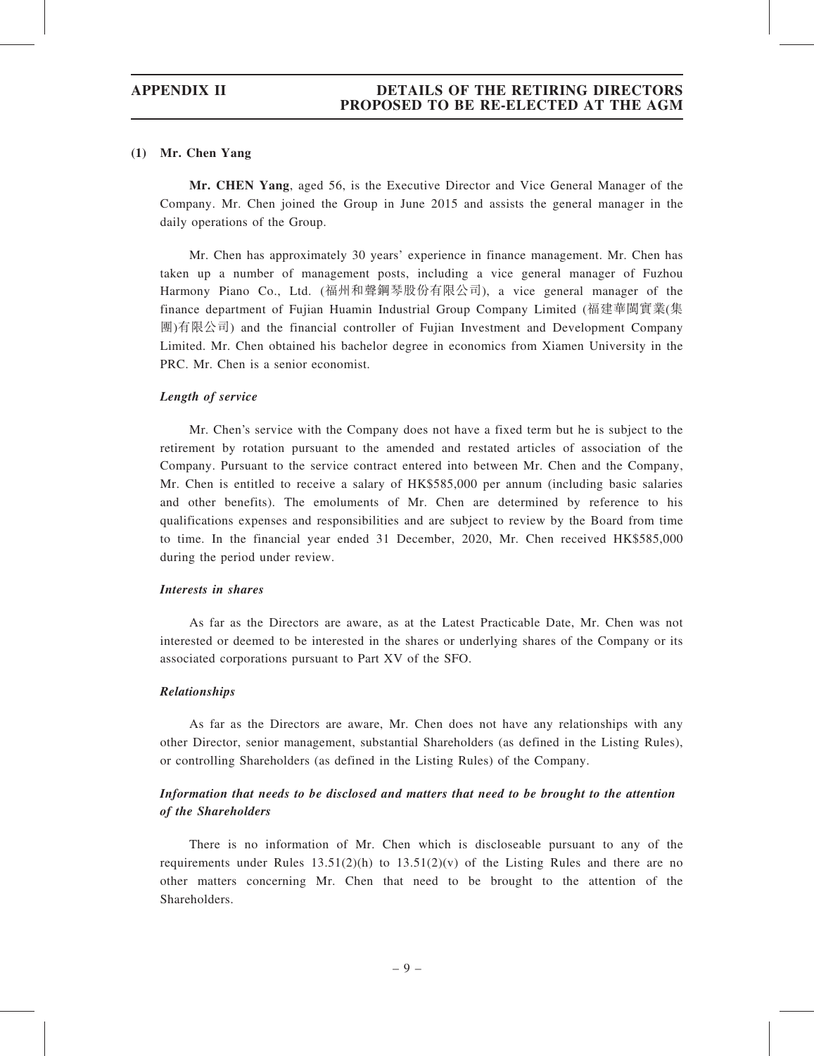#### (1) Mr. Chen Yang

**Mr. CHEN Yang**, aged 56, is the Executive Director and Vice General Manager of the Company. Mr. Chen joined the Group in June 2015 and assists the general manager in the daily operations of the Group.

Mr. Chen has approximately 30 years' experience in finance management. Mr. Chen has taken up a number of management posts, including a vice general manager of Fuzhou Harmony Piano Co., Ltd. (福州和聲鋼琴股份有限公司), a vice general manager of the finance department of Fujian Huamin Industrial Group Company Limited (福建華閩實業(集團)有限公司) and the financial controller of Fujian Investment and Development Company Limited. Mr. Chen obtained his bachelor degree in economics from Xiamen University in the PRC. Mr. Chen is a senior economist.

***Length of service***

Mr. Chen's service with the Company does not have a fixed term but he is subject to the retirement by rotation pursuant to the amended and restated articles of association of the Company. Pursuant to the service contract entered into between Mr. Chen and the Company, Mr. Chen is entitled to receive a salary of HK$585,000 per annum (including basic salaries and other benefits). The emoluments of Mr. Chen are determined by reference to his qualifications expenses and responsibilities and are subject to review by the Board from time to time. In the financial year ended 31 December, 2020, Mr. Chen received HK$585,000 during the period under review.

***Interests in shares***

As far as the Directors are aware, as at the Latest Practicable Date, Mr. Chen was not interested or deemed to be interested in the shares or underlying shares of the Company or its associated corporations pursuant to Part XV of the SFO.

***Relationships***

As far as the Directors are aware, Mr. Chen does not have any relationships with any other Director, senior management, substantial Shareholders (as defined in the Listing Rules), or controlling Shareholders (as defined in the Listing Rules) of the Company.

***Information that needs to be disclosed and matters that need to be brought to the attention of the Shareholders***

There is no information of Mr. Chen which is discloseable pursuant to any of the requirements under Rules 13.51(2)(h) to 13.51(2)(v) of the Listing Rules and there are no other matters concerning Mr. Chen that need to be brought to the attention of the Shareholders.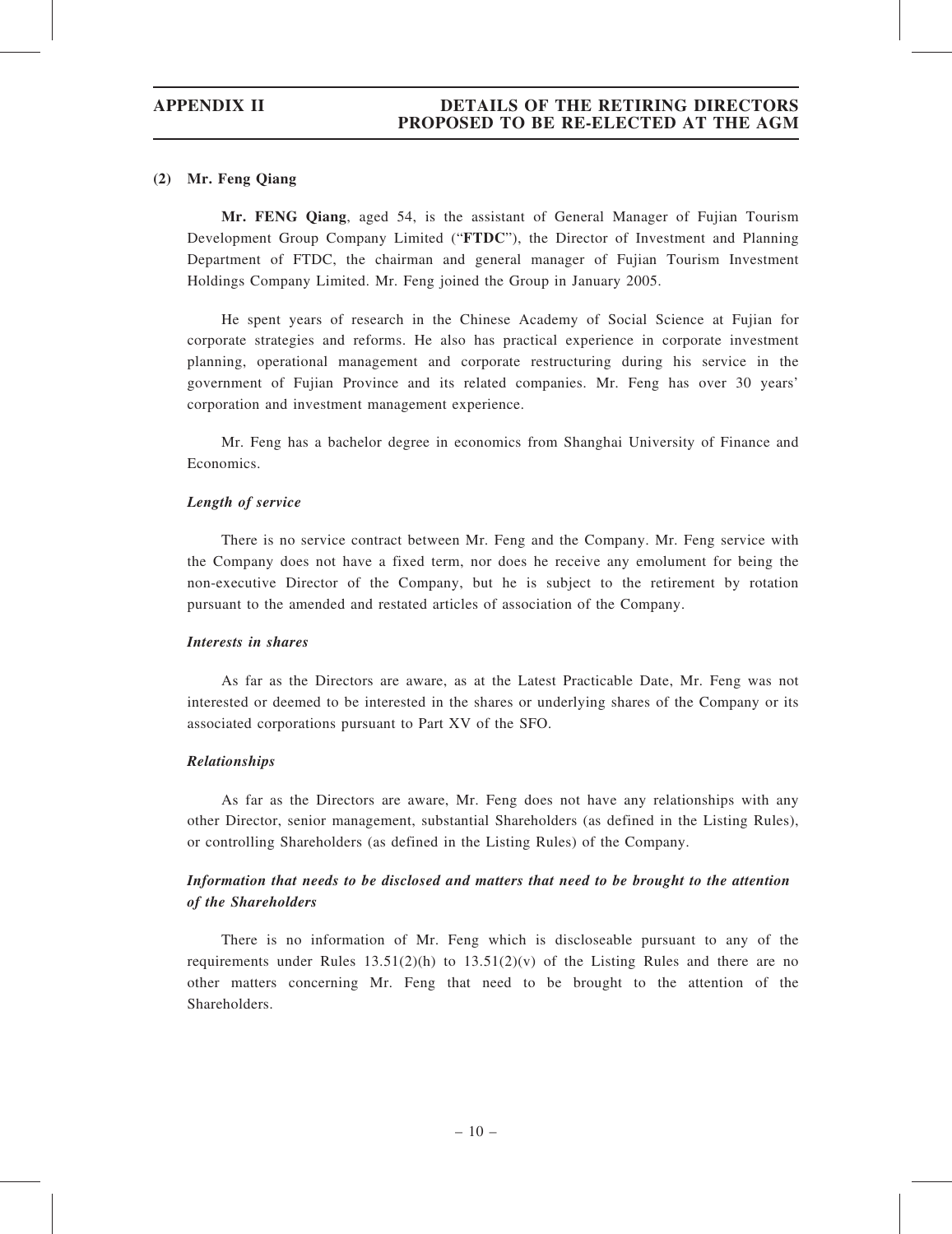### (2) Mr. Feng Qiang

**Mr. FENG Qiang**, aged 54, is the assistant of General Manager of Fujian Tourism Development Group Company Limited ("**FTDC**"), the Director of Investment and Planning Department of FTDC, the chairman and general manager of Fujian Tourism Investment Holdings Company Limited. Mr. Feng joined the Group in January 2005.

He spent years of research in the Chinese Academy of Social Science at Fujian for corporate strategies and reforms. He also has practical experience in corporate investment planning, operational management and corporate restructuring during his service in the government of Fujian Province and its related companies. Mr. Feng has over 30 years' corporation and investment management experience.

Mr. Feng has a bachelor degree in economics from Shanghai University of Finance and Economics.

***Length of service***

There is no service contract between Mr. Feng and the Company. Mr. Feng service with the Company does not have a fixed term, nor does he receive any emolument for being the non-executive Director of the Company, but he is subject to the retirement by rotation pursuant to the amended and restated articles of association of the Company.

***Interests in shares***

As far as the Directors are aware, as at the Latest Practicable Date, Mr. Feng was not interested or deemed to be interested in the shares or underlying shares of the Company or its associated corporations pursuant to Part XV of the SFO.

***Relationships***

As far as the Directors are aware, Mr. Feng does not have any relationships with any other Director, senior management, substantial Shareholders (as defined in the Listing Rules), or controlling Shareholders (as defined in the Listing Rules) of the Company.

***Information that needs to be disclosed and matters that need to be brought to the attention of the Shareholders***

There is no information of Mr. Feng which is discloseable pursuant to any of the requirements under Rules 13.51(2)(h) to 13.51(2)(v) of the Listing Rules and there are no other matters concerning Mr. Feng that need to be brought to the attention of the Shareholders.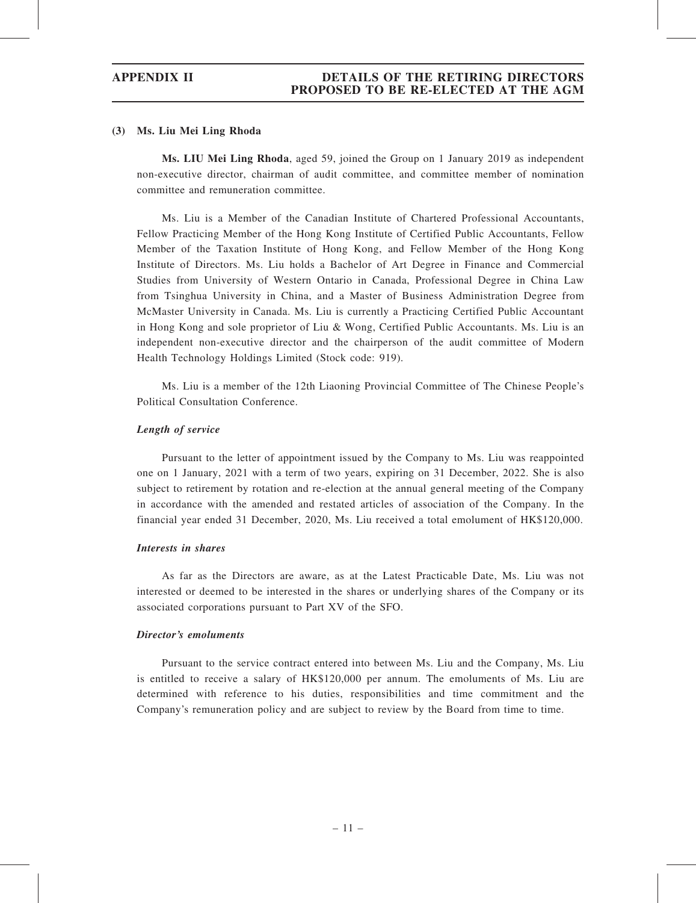### (3) Ms. Liu Mei Ling Rhoda

**Ms. LIU Mei Ling Rhoda**, aged 59, joined the Group on 1 January 2019 as independent non-executive director, chairman of audit committee, and committee member of nomination committee and remuneration committee.

Ms. Liu is a Member of the Canadian Institute of Chartered Professional Accountants, Fellow Practicing Member of the Hong Kong Institute of Certified Public Accountants, Fellow Member of the Taxation Institute of Hong Kong, and Fellow Member of the Hong Kong Institute of Directors. Ms. Liu holds a Bachelor of Art Degree in Finance and Commercial Studies from University of Western Ontario in Canada, Professional Degree in China Law from Tsinghua University in China, and a Master of Business Administration Degree from McMaster University in Canada. Ms. Liu is currently a Practicing Certified Public Accountant in Hong Kong and sole proprietor of Liu & Wong, Certified Public Accountants. Ms. Liu is an independent non-executive director and the chairperson of the audit committee of Modern Health Technology Holdings Limited (Stock code: 919).

Ms. Liu is a member of the 12th Liaoning Provincial Committee of The Chinese People's Political Consultation Conference.

#### *Length of service*

Pursuant to the letter of appointment issued by the Company to Ms. Liu was reappointed one on 1 January, 2021 with a term of two years, expiring on 31 December, 2022. She is also subject to retirement by rotation and re-election at the annual general meeting of the Company in accordance with the amended and restated articles of association of the Company. In the financial year ended 31 December, 2020, Ms. Liu received a total emolument of HK$120,000.

#### *Interests in shares*

As far as the Directors are aware, as at the Latest Practicable Date, Ms. Liu was not interested or deemed to be interested in the shares or underlying shares of the Company or its associated corporations pursuant to Part XV of the SFO.

#### *Director's emoluments*

Pursuant to the service contract entered into between Ms. Liu and the Company, Ms. Liu is entitled to receive a salary of HK$120,000 per annum. The emoluments of Ms. Liu are determined with reference to his duties, responsibilities and time commitment and the Company's remuneration policy and are subject to review by the Board from time to time.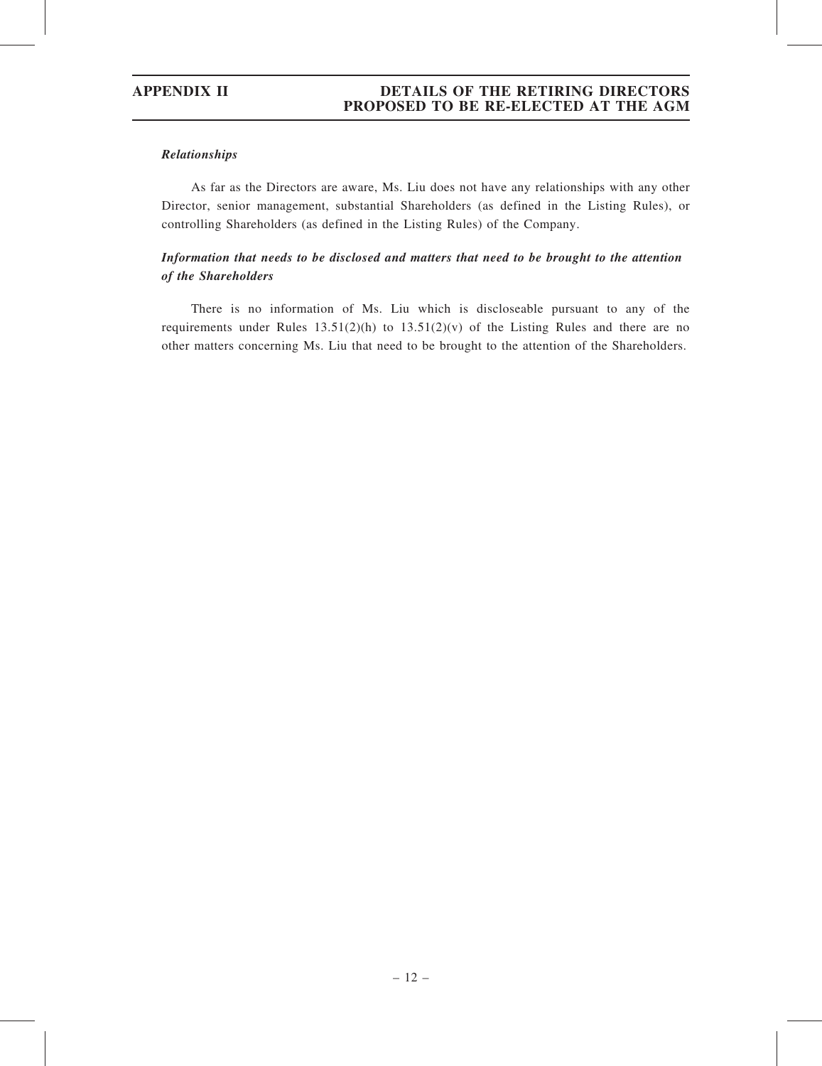*Relationships*

As far as the Directors are aware, Ms. Liu does not have any relationships with any other Director, senior management, substantial Shareholders (as defined in the Listing Rules), or controlling Shareholders (as defined in the Listing Rules) of the Company.

*Information that needs to be disclosed and matters that need to be brought to the attention of the Shareholders*

There is no information of Ms. Liu which is discloseable pursuant to any of the requirements under Rules 13.51(2)(h) to 13.51(2)(v) of the Listing Rules and there are no other matters concerning Ms. Liu that need to be brought to the attention of the Shareholders.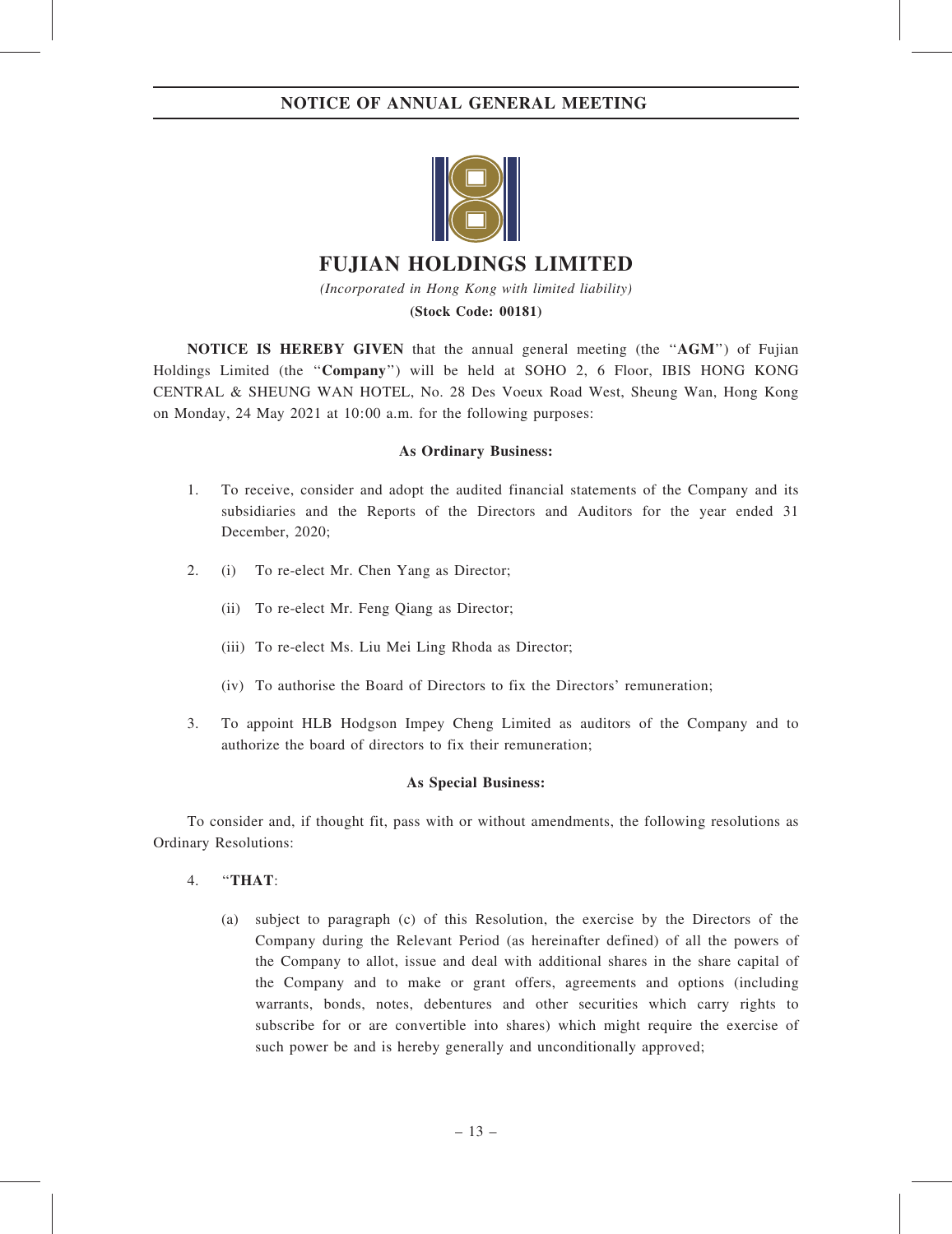# NOTICE OF ANNUAL GENERAL MEETING

## FUJIAN HOLDINGS LIMITED

*(Incorporated in Hong Kong with limited liability)*

**(Stock Code: 00181)**

**NOTICE IS HEREBY GIVEN** that the annual general meeting (the "**AGM**") of Fujian Holdings Limited (the "**Company**") will be held at SOHO 2, 6 Floor, IBIS HONG KONG CENTRAL & SHEUNG WAN HOTEL, No. 28 Des Voeux Road West, Sheung Wan, Hong Kong on Monday, 24 May 2021 at 10:00 a.m. for the following purposes:

**As Ordinary Business:**

1. To receive, consider and adopt the audited financial statements of the Company and its subsidiaries and the Reports of the Directors and Auditors for the year ended 31 December, 2020;

2. (i) To re-elect Mr. Chen Yang as Director;

   (ii) To re-elect Mr. Feng Qiang as Director;

   (iii) To re-elect Ms. Liu Mei Ling Rhoda as Director;

   (iv) To authorise the Board of Directors to fix the Directors' remuneration;

3. To appoint HLB Hodgson Impey Cheng Limited as auditors of the Company and to authorize the board of directors to fix their remuneration;

**As Special Business:**

To consider and, if thought fit, pass with or without amendments, the following resolutions as Ordinary Resolutions:

4. "**THAT**:

   (a) subject to paragraph (c) of this Resolution, the exercise by the Directors of the Company during the Relevant Period (as hereinafter defined) of all the powers of the Company to allot, issue and deal with additional shares in the share capital of the Company and to make or grant offers, agreements and options (including warrants, bonds, notes, debentures and other securities which carry rights to subscribe for or are convertible into shares) which might require the exercise of such power be and is hereby generally and unconditionally approved;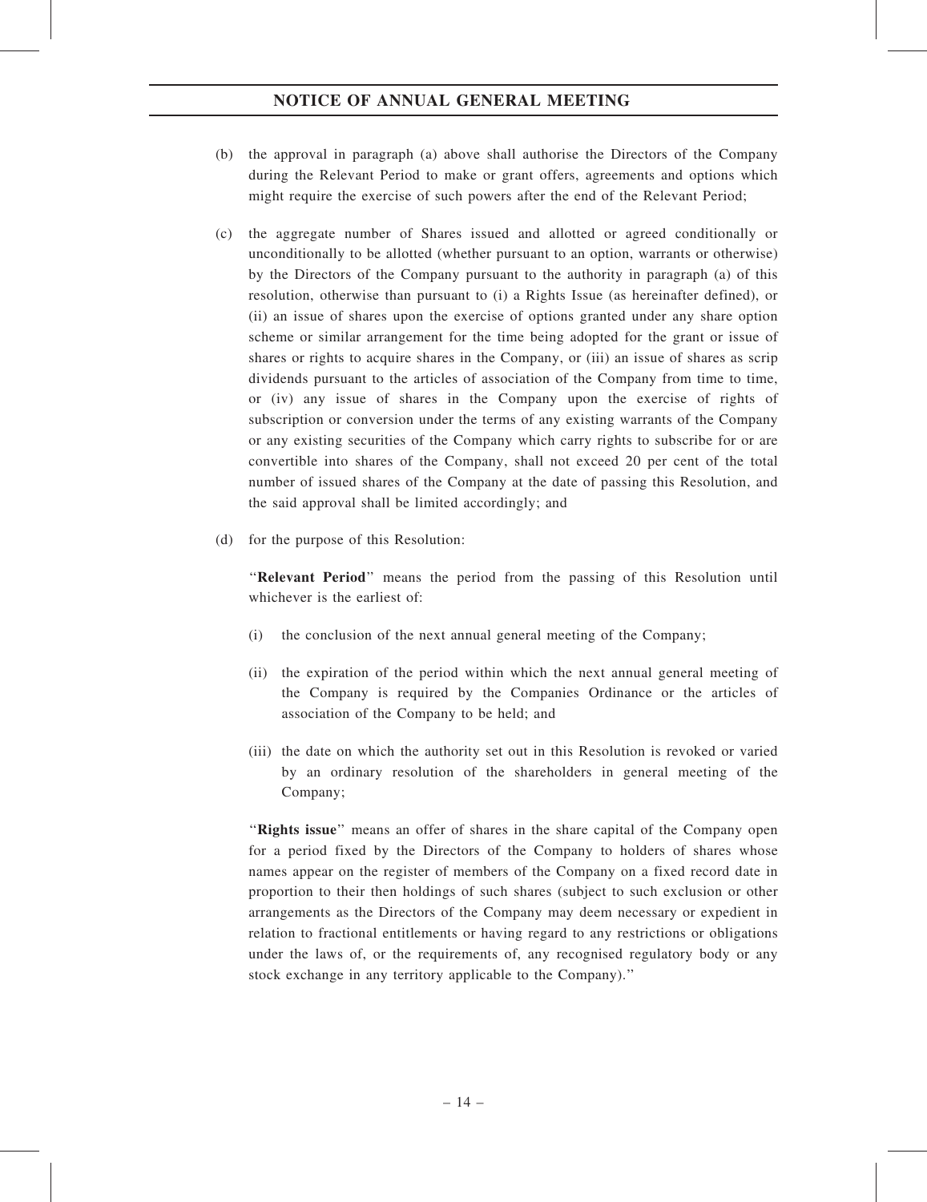(b) the approval in paragraph (a) above shall authorise the Directors of the Company during the Relevant Period to make or grant offers, agreements and options which might require the exercise of such powers after the end of the Relevant Period;

(c) the aggregate number of Shares issued and allotted or agreed conditionally or unconditionally to be allotted (whether pursuant to an option, warrants or otherwise) by the Directors of the Company pursuant to the authority in paragraph (a) of this resolution, otherwise than pursuant to (i) a Rights Issue (as hereinafter defined), or (ii) an issue of shares upon the exercise of options granted under any share option scheme or similar arrangement for the time being adopted for the grant or issue of shares or rights to acquire shares in the Company, or (iii) an issue of shares as scrip dividends pursuant to the articles of association of the Company from time to time, or (iv) any issue of shares in the Company upon the exercise of rights of subscription or conversion under the terms of any existing warrants of the Company or any existing securities of the Company which carry rights to subscribe for or are convertible into shares of the Company, shall not exceed 20 per cent of the total number of issued shares of the Company at the date of passing this Resolution, and the said approval shall be limited accordingly; and

(d) for the purpose of this Resolution:

"**Relevant Period**" means the period from the passing of this Resolution until whichever is the earliest of:

(i) the conclusion of the next annual general meeting of the Company;

(ii) the expiration of the period within which the next annual general meeting of the Company is required by the Companies Ordinance or the articles of association of the Company to be held; and

(iii) the date on which the authority set out in this Resolution is revoked or varied by an ordinary resolution of the shareholders in general meeting of the Company;

"**Rights issue**" means an offer of shares in the share capital of the Company open for a period fixed by the Directors of the Company to holders of shares whose names appear on the register of members of the Company on a fixed record date in proportion to their then holdings of such shares (subject to such exclusion or other arrangements as the Directors of the Company may deem necessary or expedient in relation to fractional entitlements or having regard to any restrictions or obligations under the laws of, or the requirements of, any recognised regulatory body or any stock exchange in any territory applicable to the Company)."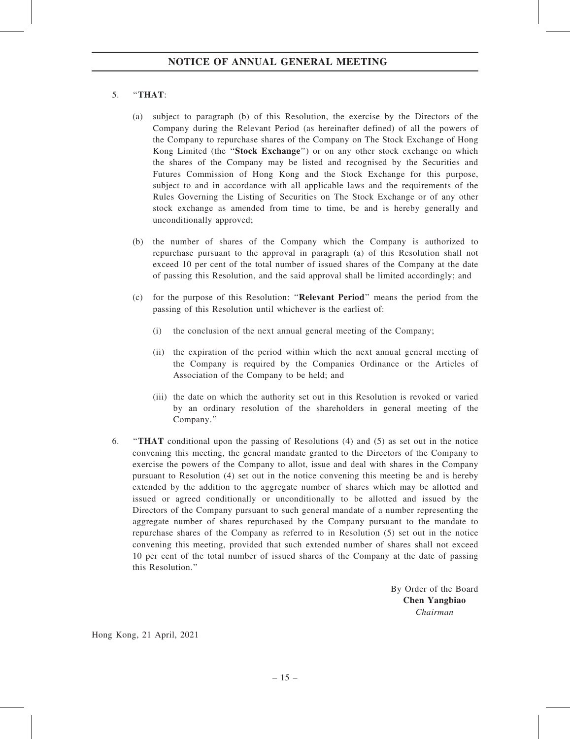5. "**THAT**:

   (a) subject to paragraph (b) of this Resolution, the exercise by the Directors of the Company during the Relevant Period (as hereinafter defined) of all the powers of the Company to repurchase shares of the Company on The Stock Exchange of Hong Kong Limited (the "**Stock Exchange**") or on any other stock exchange on which the shares of the Company may be listed and recognised by the Securities and Futures Commission of Hong Kong and the Stock Exchange for this purpose, subject to and in accordance with all applicable laws and the requirements of the Rules Governing the Listing of Securities on The Stock Exchange or of any other stock exchange as amended from time to time, be and is hereby generally and unconditionally approved;

   (b) the number of shares of the Company which the Company is authorized to repurchase pursuant to the approval in paragraph (a) of this Resolution shall not exceed 10 per cent of the total number of issued shares of the Company at the date of passing this Resolution, and the said approval shall be limited accordingly; and

   (c) for the purpose of this Resolution: "**Relevant Period**" means the period from the passing of this Resolution until whichever is the earliest of:

      (i) the conclusion of the next annual general meeting of the Company;

      (ii) the expiration of the period within which the next annual general meeting of the Company is required by the Companies Ordinance or the Articles of Association of the Company to be held; and

      (iii) the date on which the authority set out in this Resolution is revoked or varied by an ordinary resolution of the shareholders in general meeting of the Company."

6. "**THAT** conditional upon the passing of Resolutions (4) and (5) as set out in the notice convening this meeting, the general mandate granted to the Directors of the Company to exercise the powers of the Company to allot, issue and deal with shares in the Company pursuant to Resolution (4) set out in the notice convening this meeting be and is hereby extended by the addition to the aggregate number of shares which may be allotted and issued or agreed conditionally or unconditionally to be allotted and issued by the Directors of the Company pursuant to such general mandate of a number representing the aggregate number of shares repurchased by the Company pursuant to the mandate to repurchase shares of the Company as referred to in Resolution (5) set out in the notice convening this meeting, provided that such extended number of shares shall not exceed 10 per cent of the total number of issued shares of the Company at the date of passing this Resolution."

By Order of the Board
**Chen Yangbiao**
*Chairman*

Hong Kong, 21 April, 2021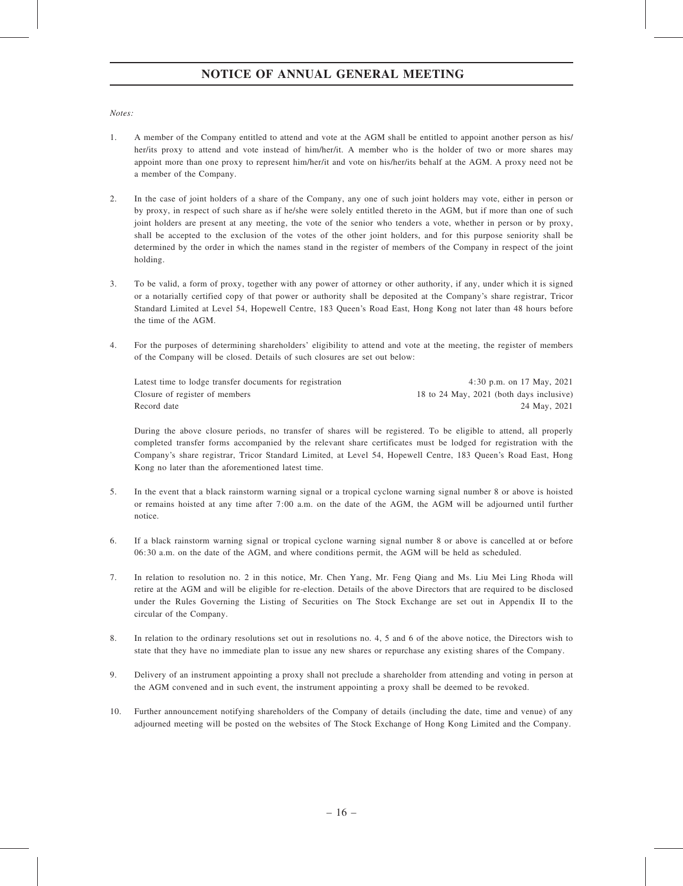# NOTICE OF ANNUAL GENERAL MEETING

*Notes:*

1. A member of the Company entitled to attend and vote at the AGM shall be entitled to appoint another person as his/her/its proxy to attend and vote instead of him/her/it. A member who is the holder of two or more shares may appoint more than one proxy to represent him/her/it and vote on his/her/its behalf at the AGM. A proxy need not be a member of the Company.

2. In the case of joint holders of a share of the Company, any one of such joint holders may vote, either in person or by proxy, in respect of such share as if he/she were solely entitled thereto in the AGM, but if more than one of such joint holders are present at any meeting, the vote of the senior who tenders a vote, whether in person or by proxy, shall be accepted to the exclusion of the votes of the other joint holders, and for this purpose seniority shall be determined by the order in which the names stand in the register of members of the Company in respect of the joint holding.

3. To be valid, a form of proxy, together with any power of attorney or other authority, if any, under which it is signed or a notarially certified copy of that power or authority shall be deposited at the Company's share registrar, Tricor Standard Limited at Level 54, Hopewell Centre, 183 Queen's Road East, Hong Kong not later than 48 hours before the time of the AGM.

4. For the purposes of determining shareholders' eligibility to attend and vote at the meeting, the register of members of the Company will be closed. Details of such closures are set out below:

| | |
|---|---|
| Latest time to lodge transfer documents for registration | 4:30 p.m. on 17 May, 2021 |
| Closure of register of members | 18 to 24 May, 2021 (both days inclusive) |
| Record date | 24 May, 2021 |

   During the above closure periods, no transfer of shares will be registered. To be eligible to attend, all properly completed transfer forms accompanied by the relevant share certificates must be lodged for registration with the Company's share registrar, Tricor Standard Limited, at Level 54, Hopewell Centre, 183 Queen's Road East, Hong Kong no later than the aforementioned latest time.

5. In the event that a black rainstorm warning signal or a tropical cyclone warning signal number 8 or above is hoisted or remains hoisted at any time after 7:00 a.m. on the date of the AGM, the AGM will be adjourned until further notice.

6. If a black rainstorm warning signal or tropical cyclone warning signal number 8 or above is cancelled at or before 06:30 a.m. on the date of the AGM, and where conditions permit, the AGM will be held as scheduled.

7. In relation to resolution no. 2 in this notice, Mr. Chen Yang, Mr. Feng Qiang and Ms. Liu Mei Ling Rhoda will retire at the AGM and will be eligible for re-election. Details of the above Directors that are required to be disclosed under the Rules Governing the Listing of Securities on The Stock Exchange are set out in Appendix II to the circular of the Company.

8. In relation to the ordinary resolutions set out in resolutions no. 4, 5 and 6 of the above notice, the Directors wish to state that they have no immediate plan to issue any new shares or repurchase any existing shares of the Company.

9. Delivery of an instrument appointing a proxy shall not preclude a shareholder from attending and voting in person at the AGM convened and in such event, the instrument appointing a proxy shall be deemed to be revoked.

10. Further announcement notifying shareholders of the Company of details (including the date, time and venue) of any adjourned meeting will be posted on the websites of The Stock Exchange of Hong Kong Limited and the Company.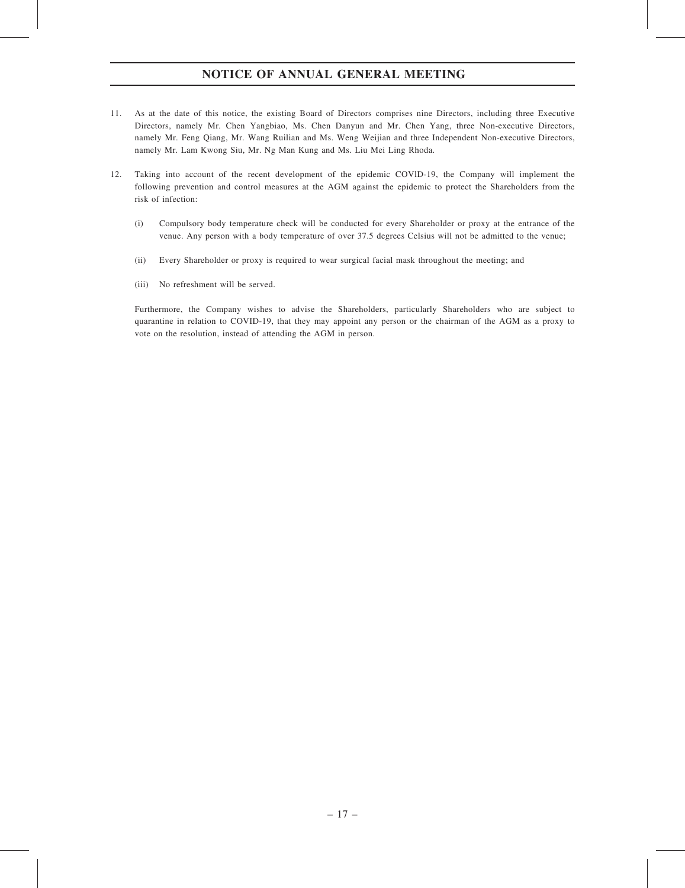# NOTICE OF ANNUAL GENERAL MEETING

11. As at the date of this notice, the existing Board of Directors comprises nine Directors, including three Executive Directors, namely Mr. Chen Yangbiao, Ms. Chen Danyun and Mr. Chen Yang, three Non-executive Directors, namely Mr. Feng Qiang, Mr. Wang Ruilian and Ms. Weng Weijian and three Independent Non-executive Directors, namely Mr. Lam Kwong Siu, Mr. Ng Man Kung and Ms. Liu Mei Ling Rhoda.

12. Taking into account of the recent development of the epidemic COVID-19, the Company will implement the following prevention and control measures at the AGM against the epidemic to protect the Shareholders from the risk of infection:

    (i) Compulsory body temperature check will be conducted for every Shareholder or proxy at the entrance of the venue. Any person with a body temperature of over 37.5 degrees Celsius will not be admitted to the venue;

    (ii) Every Shareholder or proxy is required to wear surgical facial mask throughout the meeting; and

    (iii) No refreshment will be served.

    Furthermore, the Company wishes to advise the Shareholders, particularly Shareholders who are subject to quarantine in relation to COVID-19, that they may appoint any person or the chairman of the AGM as a proxy to vote on the resolution, instead of attending the AGM in person.